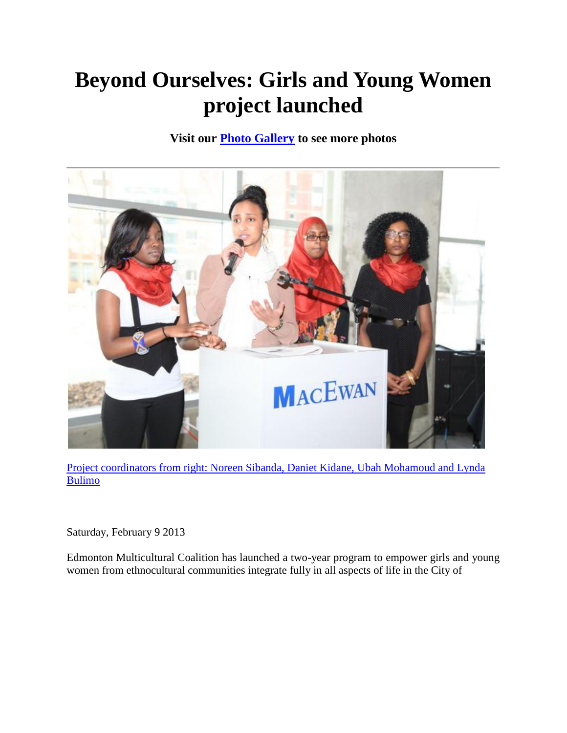# Beyond Ourselves: Girls and Young Women project launched

**Visit our Photo Gallery to see more photos**

---

Project coordinators from right: Noreen Sibanda, Daniet Kidane, Ubah Mohamoud and Lynda Bulimo

Saturday, February 9 2013

Edmonton Multicultural Coalition has launched a two-year program to empower girls and young women from ethnocultural communities integrate fully in all aspects of life in the City of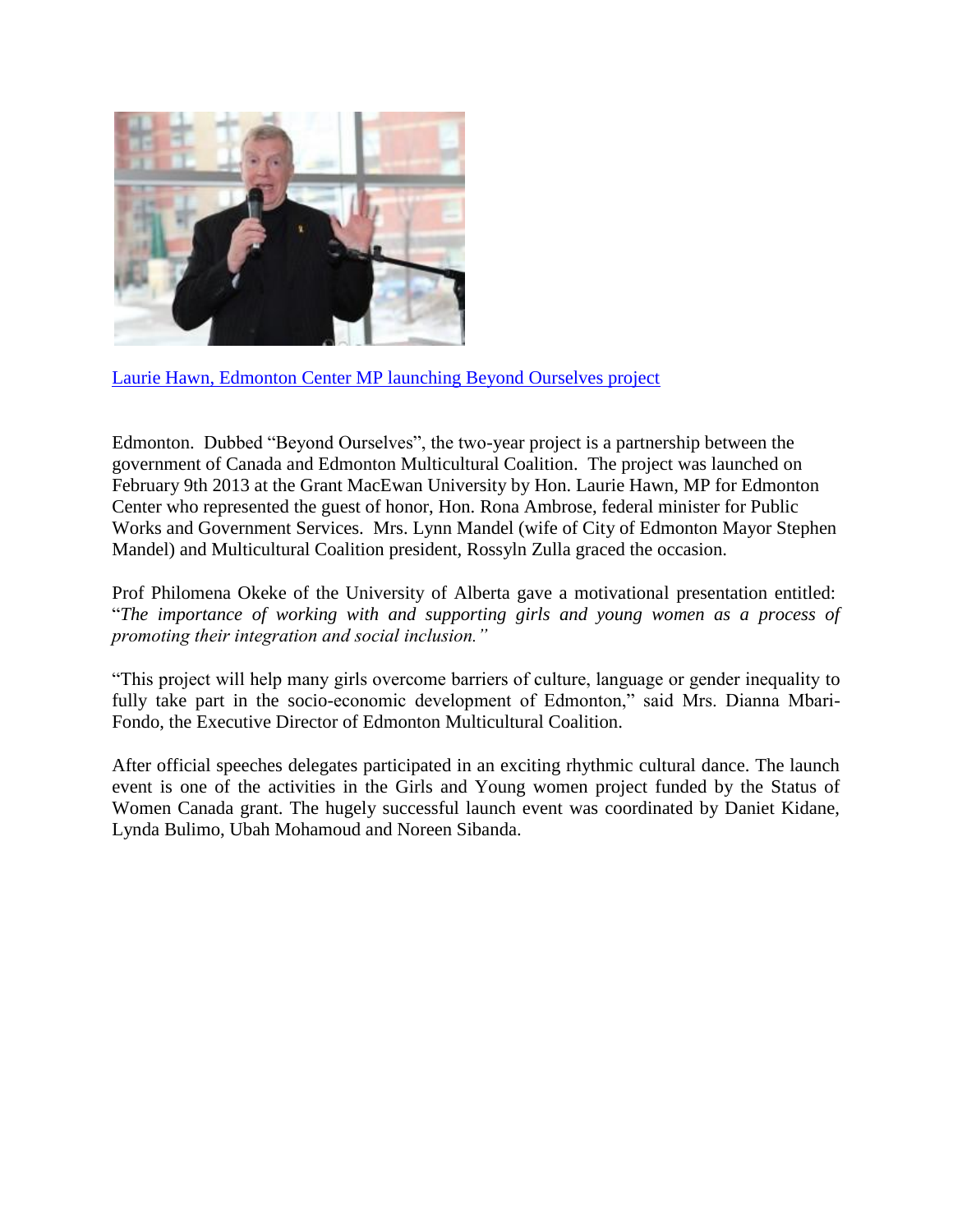[Laurie Hawn, Edmonton Center MP launching Beyond Ourselves project]

Edmonton. Dubbed "Beyond Ourselves", the two-year project is a partnership between the government of Canada and Edmonton Multicultural Coalition. The project was launched on February 9th 2013 at the Grant MacEwan University by Hon. Laurie Hawn, MP for Edmonton Center who represented the guest of honor, Hon. Rona Ambrose, federal minister for Public Works and Government Services. Mrs. Lynn Mandel (wife of City of Edmonton Mayor Stephen Mandel) and Multicultural Coalition president, Rossyln Zulla graced the occasion.

Prof Philomena Okeke of the University of Alberta gave a motivational presentation entitled: "*The importance of working with and supporting girls and young women as a process of promoting their integration and social inclusion.*"

"This project will help many girls overcome barriers of culture, language or gender inequality to fully take part in the socio-economic development of Edmonton," said Mrs. Dianna Mbari-Fondo, the Executive Director of Edmonton Multicultural Coalition.

After official speeches delegates participated in an exciting rhythmic cultural dance. The launch event is one of the activities in the Girls and Young women project funded by the Status of Women Canada grant. The hugely successful launch event was coordinated by Daniet Kidane, Lynda Bulimo, Ubah Mohamoud and Noreen Sibanda.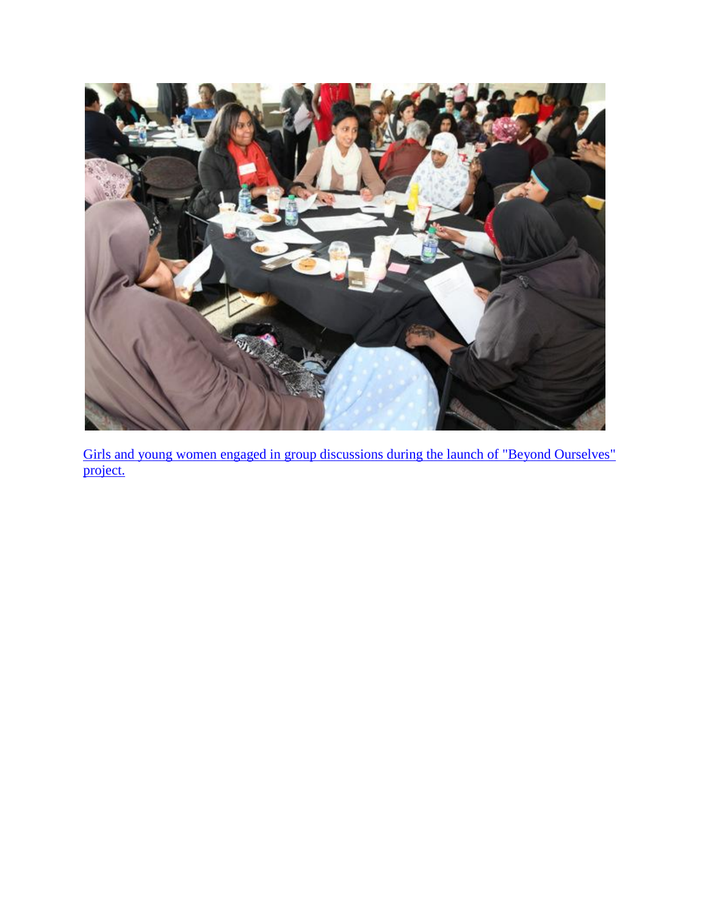[Girls and young women engaged in group discussions during the launch of "Beyond Ourselves" project.]